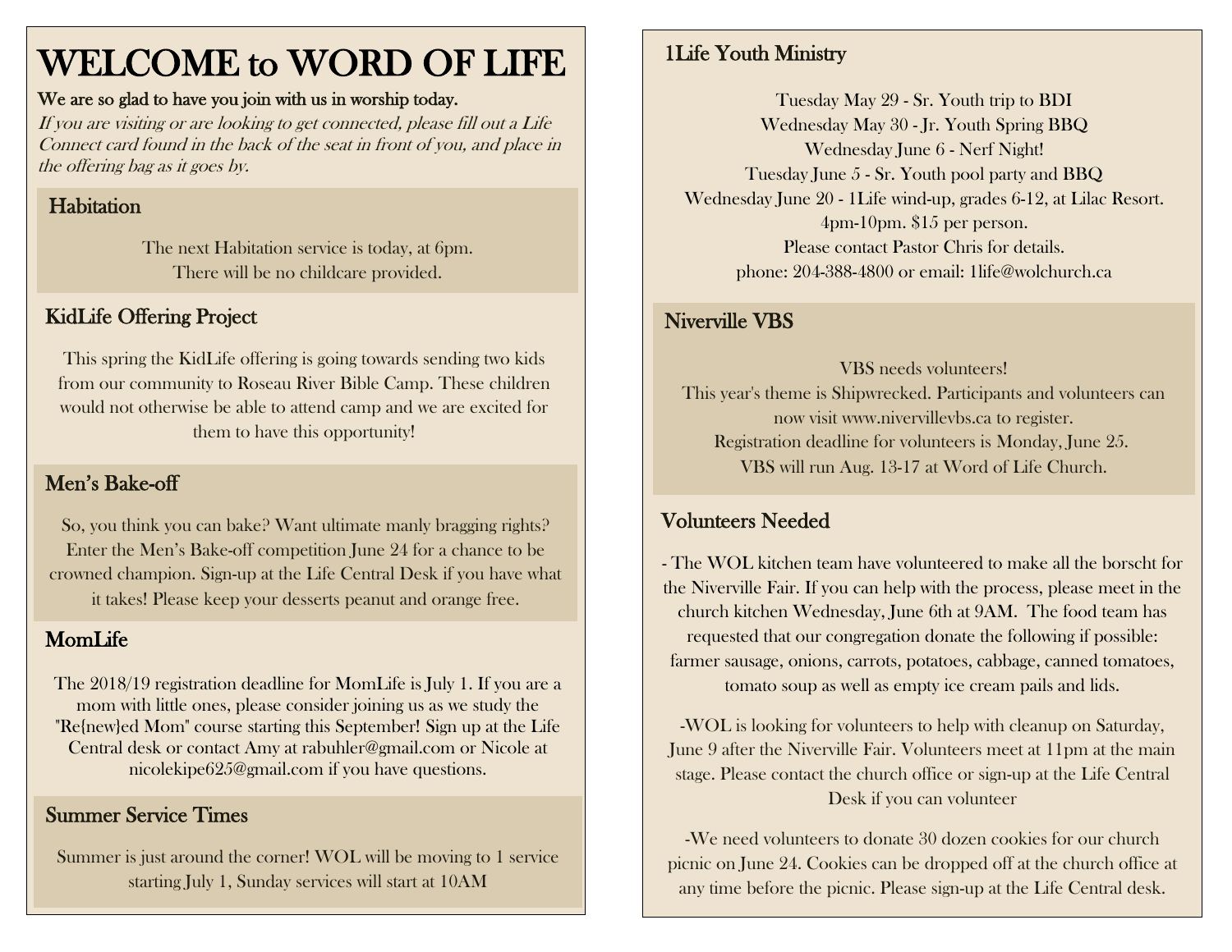# WELCOME to WORD OF LIFE

**We are so glad to have you join with us in worship today.**

*If you are visiting or are looking to get connected, please fill out a Life Connect card found in the back of the seat in front of you, and place in the offering bag as it goes by.*

## Habitation

The next Habitation service is today, at 6pm.
There will be no childcare provided.

## KidLife Offering Project

This spring the KidLife offering is going towards sending two kids from our community to Roseau River Bible Camp. These children would not otherwise be able to attend camp and we are excited for them to have this opportunity!

## Men's Bake-off

So, you think you can bake? Want ultimate manly bragging rights? Enter the Men's Bake-off competition June 24 for a chance to be crowned champion. Sign-up at the Life Central Desk if you have what it takes! Please keep your desserts peanut and orange free.

## MomLife

The 2018/19 registration deadline for MomLife is July 1. If you are a mom with little ones, please consider joining us as we study the "Re{new}ed Mom" course starting this September! Sign up at the Life Central desk or contact Amy at rabuhler@gmail.com or Nicole at nicolekipe625@gmail.com if you have questions.

## Summer Service Times

Summer is just around the corner! WOL will be moving to 1 service starting July 1, Sunday services will start at 10AM

## 1Life Youth Ministry

Tuesday May 29 - Sr. Youth trip to BDI
Wednesday May 30 - Jr. Youth Spring BBQ
Wednesday June 6 - Nerf Night!
Tuesday June 5 - Sr. Youth pool party and BBQ
Wednesday June 20 - 1Life wind-up, grades 6-12, at Lilac Resort.
4pm-10pm. $15 per person.
Please contact Pastor Chris for details.
phone: 204-388-4800 or email: 1life@wolchurch.ca

## Niverville VBS

VBS needs volunteers!
This year's theme is Shipwrecked. Participants and volunteers can now visit www.nivervillevbs.ca to register.
Registration deadline for volunteers is Monday, June 25.
VBS will run Aug. 13-17 at Word of Life Church.

## Volunteers Needed

- The WOL kitchen team have volunteered to make all the borscht for the Niverville Fair. If you can help with the process, please meet in the church kitchen Wednesday, June 6th at 9AM. The food team has requested that our congregation donate the following if possible: farmer sausage, onions, carrots, potatoes, cabbage, canned tomatoes, tomato soup as well as empty ice cream pails and lids.

-WOL is looking for volunteers to help with cleanup on Saturday, June 9 after the Niverville Fair. Volunteers meet at 11pm at the main stage. Please contact the church office or sign-up at the Life Central Desk if you can volunteer

-We need volunteers to donate 30 dozen cookies for our church picnic on June 24. Cookies can be dropped off at the church office at any time before the picnic. Please sign-up at the Life Central desk.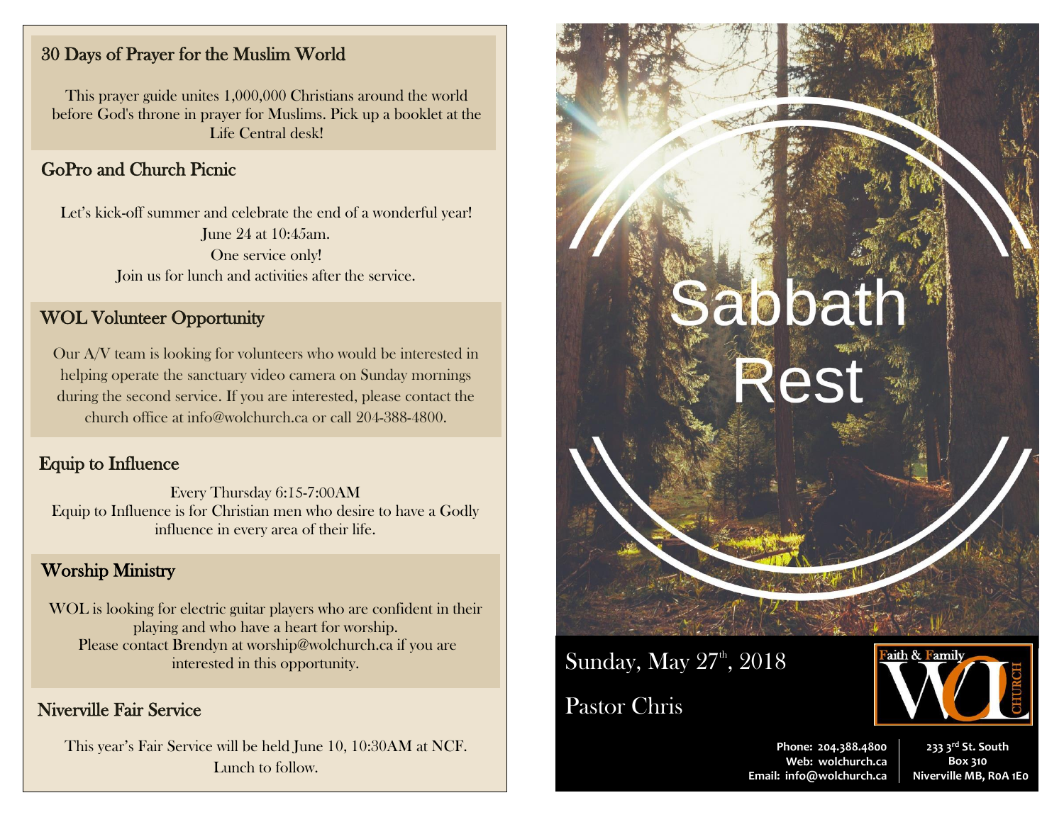## 30 Days of Prayer for the Muslim World

This prayer guide unites 1,000,000 Christians around the world before God's throne in prayer for Muslims. Pick up a booklet at the Life Central desk!

## GoPro and Church Picnic

Let's kick-off summer and celebrate the end of a wonderful year!
June 24 at 10:45am.
One service only!
Join us for lunch and activities after the service.

## WOL Volunteer Opportunity

Our A/V team is looking for volunteers who would be interested in helping operate the sanctuary video camera on Sunday mornings during the second service. If you are interested, please contact the church office at info@wolchurch.ca or call 204-388-4800.

## Equip to Influence

Every Thursday 6:15-7:00AM
Equip to Influence is for Christian men who desire to have a Godly influence in every area of their life.

## Worship Ministry

WOL is looking for electric guitar players who are confident in their playing and who have a heart for worship.
Please contact Brendyn at worship@wolchurch.ca if you are interested in this opportunity.

## Niverville Fair Service

This year's Fair Service will be held June 10, 10:30AM at NCF.
Lunch to follow.

# Sabbath Rest

Sunday, May 27th, 2018

Pastor Chris

Faith & Family WOL CHURCH

**Phone: 204.388.4800**
**Web: wolchurch.ca**
**Email: info@wolchurch.ca**

**233 3rd St. South**
**Box 310**
**Niverville MB, R0A 1E0**